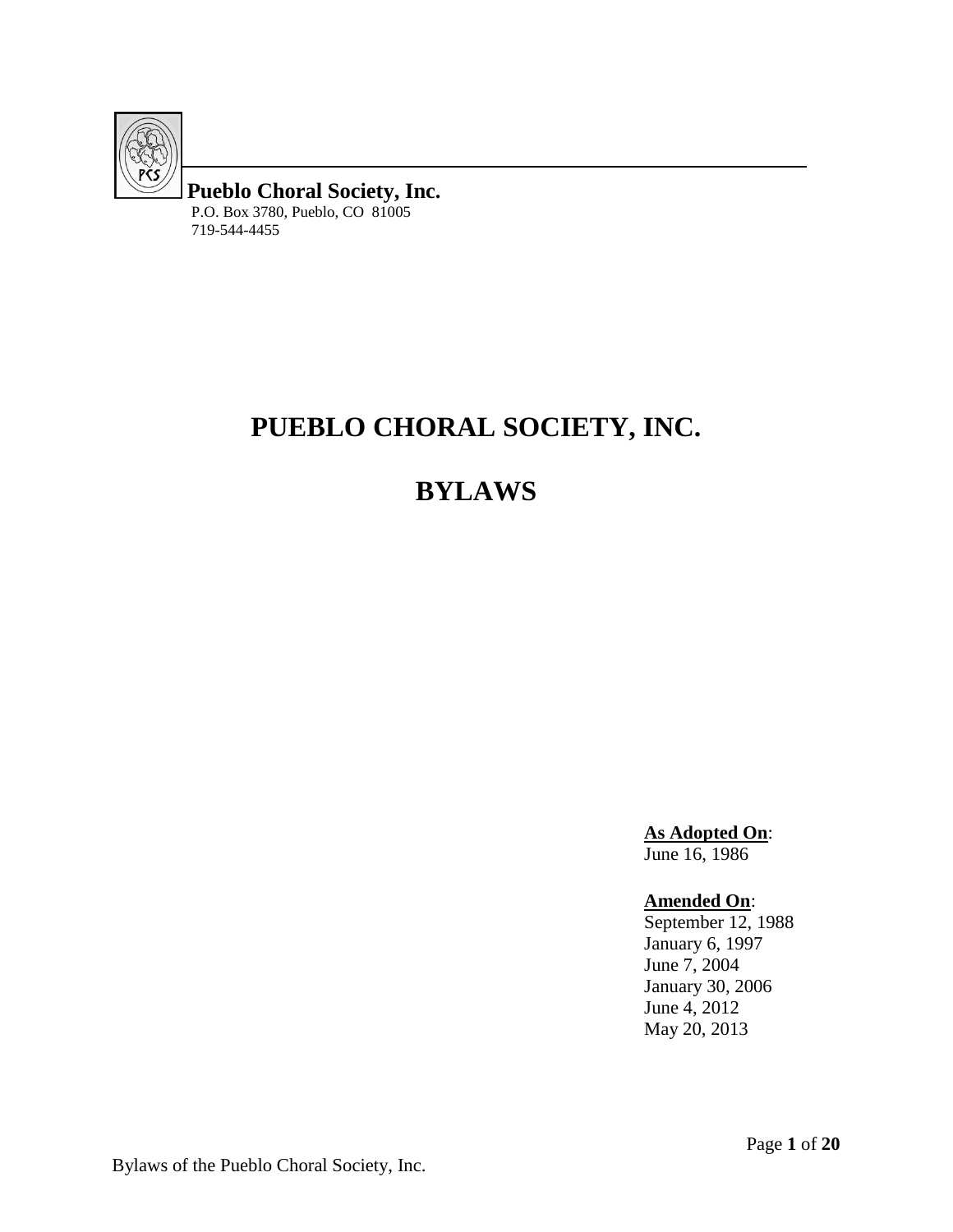**Pueblo Choral Society, Inc.**
P.O. Box 3780, Pueblo, CO 81005
719-544-4455

# PUEBLO CHORAL SOCIETY, INC.

# BYLAWS

**As Adopted On**:
June 16, 1986

**Amended On**:
September 12, 1988
January 6, 1997
June 7, 2004
January 30, 2006
June 4, 2012
May 20, 2013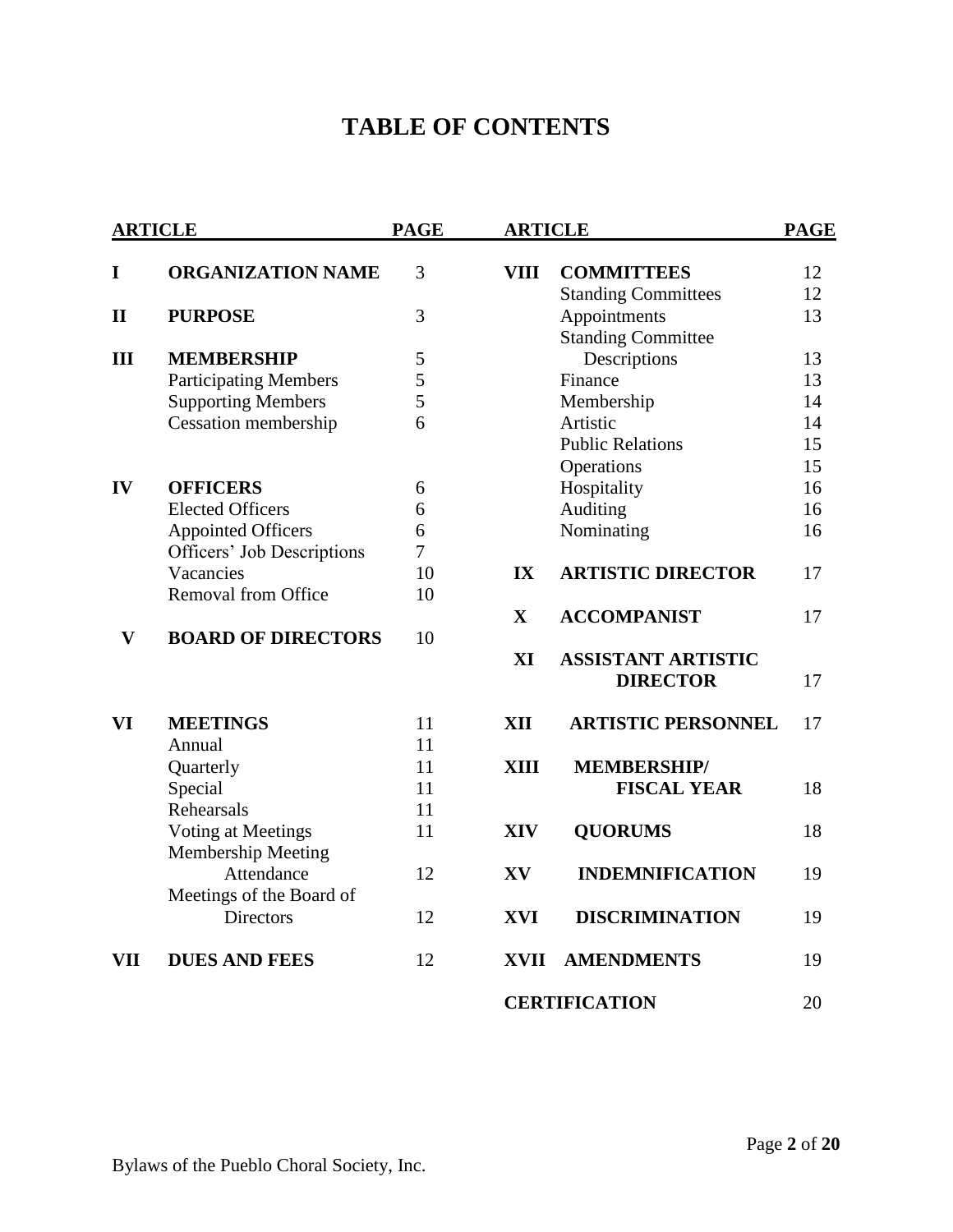# TABLE OF CONTENTS

| ARTICLE | | PAGE |
|---|---|---|
| I | **ORGANIZATION NAME** | 3 |
| II | **PURPOSE** | 3 |
| III | **MEMBERSHIP** | 5 |
| | Participating Members | 5 |
| | Supporting Members | 5 |
| | Cessation membership | 6 |
| IV | **OFFICERS** | 6 |
| | Elected Officers | 6 |
| | Appointed Officers | 6 |
| | Officers' Job Descriptions | 7 |
| | Vacancies | 10 |
| | Removal from Office | 10 |
| V | **BOARD OF DIRECTORS** | 10 |
| VI | **MEETINGS** | 11 |
| | Annual | 11 |
| | Quarterly | 11 |
| | Special | 11 |
| | Rehearsals | 11 |
| | Voting at Meetings | 11 |
| | Membership Meeting Attendance | 12 |
| | Meetings of the Board of Directors | 12 |
| VII | **DUES AND FEES** | 12 |
| VIII | **COMMITTEES** | 12 |
| | Standing Committees | 12 |
| | Appointments | 13 |
| | Standing Committee Descriptions | 13 |
| | Finance | 13 |
| | Membership | 14 |
| | Artistic | 14 |
| | Public Relations | 15 |
| | Operations | 15 |
| | Hospitality | 16 |
| | Auditing | 16 |
| | Nominating | 16 |
| IX | **ARTISTIC DIRECTOR** | 17 |
| X | **ACCOMPANIST** | 17 |
| XI | **ASSISTANT ARTISTIC DIRECTOR** | 17 |
| XII | **ARTISTIC PERSONNEL** | 17 |
| XIII | **MEMBERSHIP/ FISCAL YEAR** | 18 |
| XIV | **QUORUMS** | 18 |
| XV | **INDEMNIFICATION** | 19 |
| XVI | **DISCRIMINATION** | 19 |
| XVII | **AMENDMENTS** | 19 |
| | **CERTIFICATION** | 20 |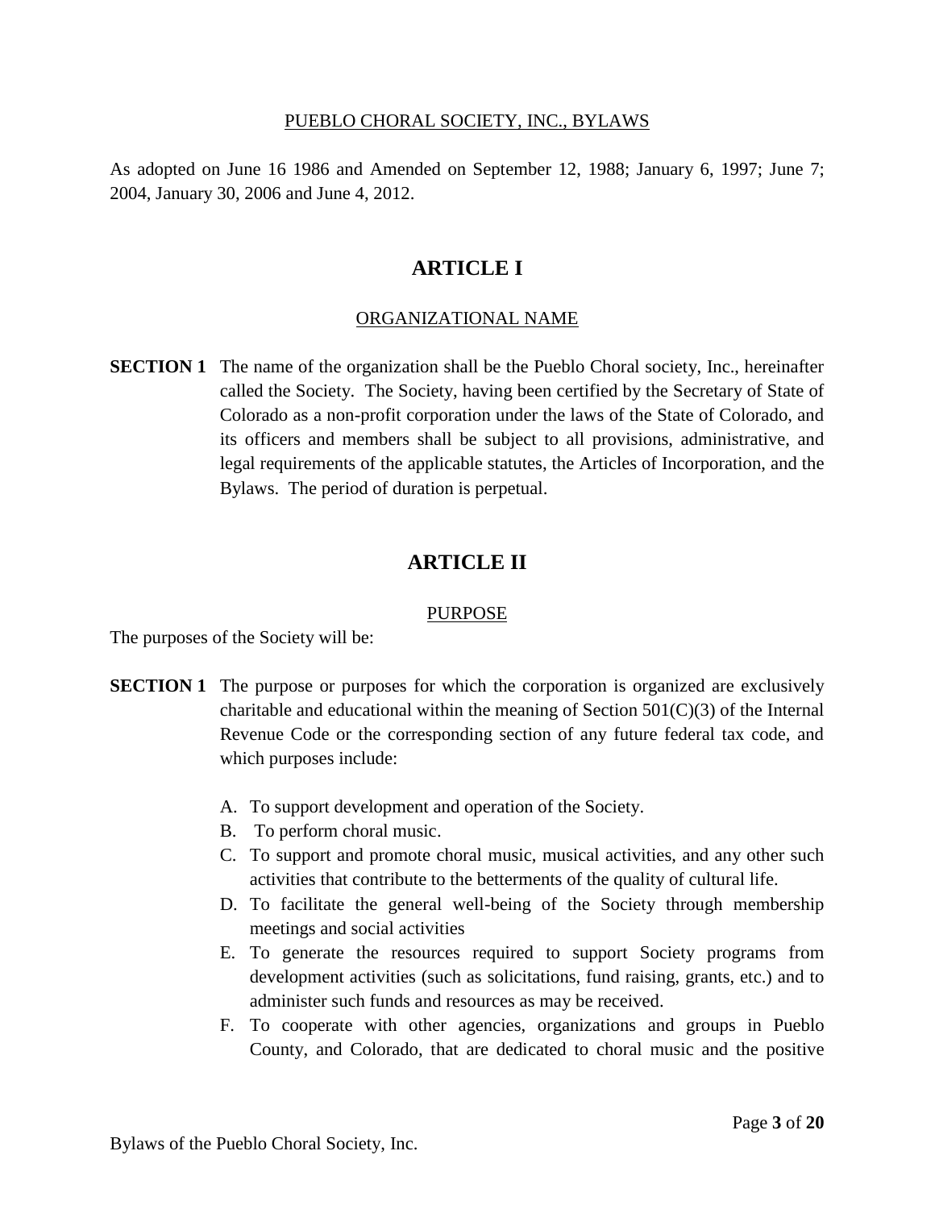PUEBLO CHORAL SOCIETY, INC., BYLAWS

As adopted on June 16 1986 and Amended on September 12, 1988; January 6, 1997; June 7; 2004, January 30, 2006 and June 4, 2012.

# ARTICLE I

## ORGANIZATIONAL NAME

**SECTION 1** The name of the organization shall be the Pueblo Choral society, Inc., hereinafter called the Society. The Society, having been certified by the Secretary of State of Colorado as a non-profit corporation under the laws of the State of Colorado, and its officers and members shall be subject to all provisions, administrative, and legal requirements of the applicable statutes, the Articles of Incorporation, and the Bylaws. The period of duration is perpetual.

# ARTICLE II

## PURPOSE

The purposes of the Society will be:

**SECTION 1** The purpose or purposes for which the corporation is organized are exclusively charitable and educational within the meaning of Section 501(C)(3) of the Internal Revenue Code or the corresponding section of any future federal tax code, and which purposes include:

A. To support development and operation of the Society.
B. To perform choral music.
C. To support and promote choral music, musical activities, and any other such activities that contribute to the betterments of the quality of cultural life.
D. To facilitate the general well-being of the Society through membership meetings and social activities
E. To generate the resources required to support Society programs from development activities (such as solicitations, fund raising, grants, etc.) and to administer such funds and resources as may be received.
F. To cooperate with other agencies, organizations and groups in Pueblo County, and Colorado, that are dedicated to choral music and the positive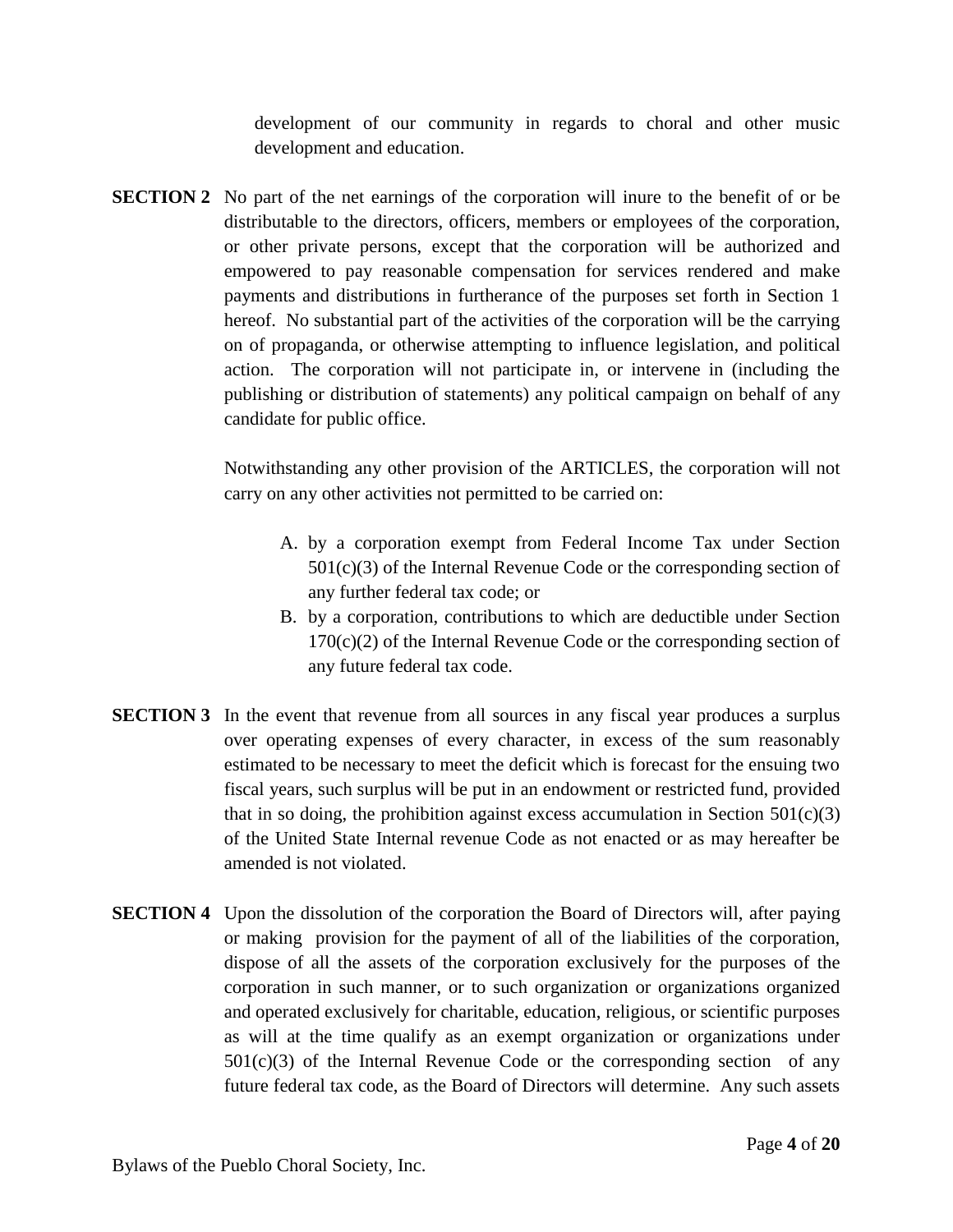development of our community in regards to choral and other music development and education.

**SECTION 2** No part of the net earnings of the corporation will inure to the benefit of or be distributable to the directors, officers, members or employees of the corporation, or other private persons, except that the corporation will be authorized and empowered to pay reasonable compensation for services rendered and make payments and distributions in furtherance of the purposes set forth in Section 1 hereof. No substantial part of the activities of the corporation will be the carrying on of propaganda, or otherwise attempting to influence legislation, and political action. The corporation will not participate in, or intervene in (including the publishing or distribution of statements) any political campaign on behalf of any candidate for public office.

Notwithstanding any other provision of the ARTICLES, the corporation will not carry on any other activities not permitted to be carried on:

A. by a corporation exempt from Federal Income Tax under Section 501(c)(3) of the Internal Revenue Code or the corresponding section of any further federal tax code; or
B. by a corporation, contributions to which are deductible under Section 170(c)(2) of the Internal Revenue Code or the corresponding section of any future federal tax code.

**SECTION 3** In the event that revenue from all sources in any fiscal year produces a surplus over operating expenses of every character, in excess of the sum reasonably estimated to be necessary to meet the deficit which is forecast for the ensuing two fiscal years, such surplus will be put in an endowment or restricted fund, provided that in so doing, the prohibition against excess accumulation in Section 501(c)(3) of the United State Internal revenue Code as not enacted or as may hereafter be amended is not violated.

**SECTION 4** Upon the dissolution of the corporation the Board of Directors will, after paying or making provision for the payment of all of the liabilities of the corporation, dispose of all the assets of the corporation exclusively for the purposes of the corporation in such manner, or to such organization or organizations organized and operated exclusively for charitable, education, religious, or scientific purposes as will at the time qualify as an exempt organization or organizations under 501(c)(3) of the Internal Revenue Code or the corresponding section of any future federal tax code, as the Board of Directors will determine. Any such assets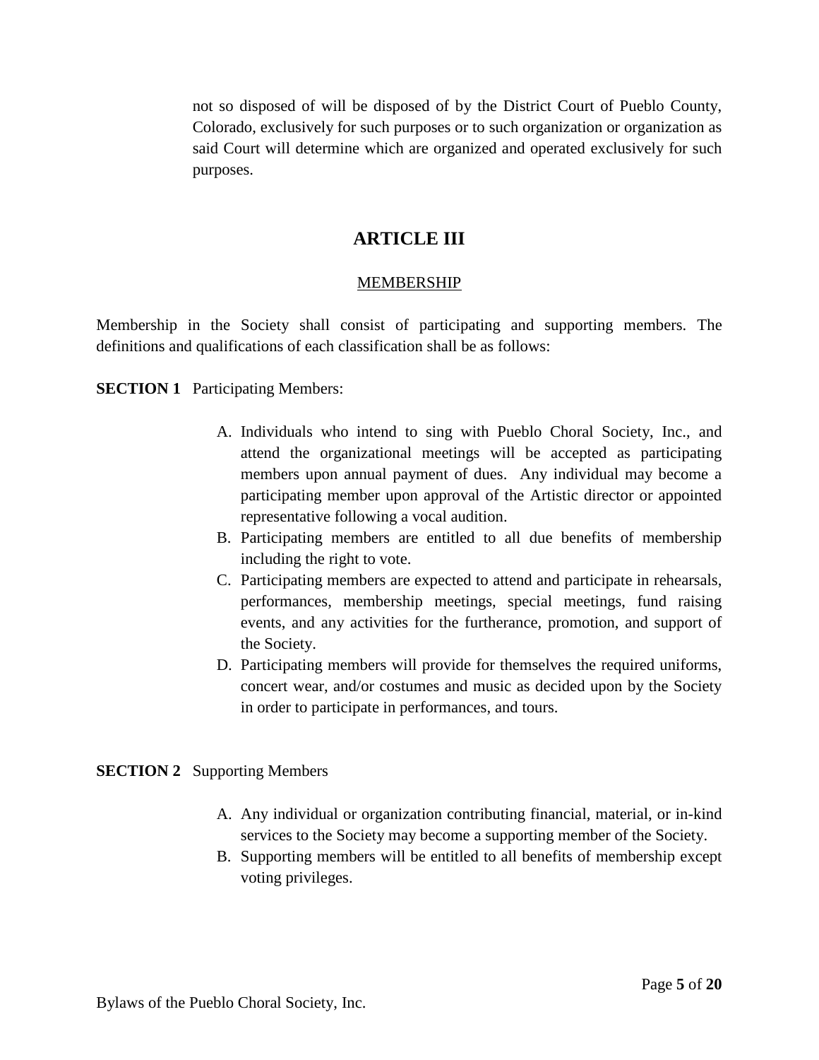not so disposed of will be disposed of by the District Court of Pueblo County, Colorado, exclusively for such purposes or to such organization or organization as said Court will determine which are organized and operated exclusively for such purposes.

# ARTICLE III

<u>MEMBERSHIP</u>

Membership in the Society shall consist of participating and supporting members. The definitions and qualifications of each classification shall be as follows:

**SECTION 1** Participating Members:

A. Individuals who intend to sing with Pueblo Choral Society, Inc., and attend the organizational meetings will be accepted as participating members upon annual payment of dues. Any individual may become a participating member upon approval of the Artistic director or appointed representative following a vocal audition.
B. Participating members are entitled to all due benefits of membership including the right to vote.
C. Participating members are expected to attend and participate in rehearsals, performances, membership meetings, special meetings, fund raising events, and any activities for the furtherance, promotion, and support of the Society.
D. Participating members will provide for themselves the required uniforms, concert wear, and/or costumes and music as decided upon by the Society in order to participate in performances, and tours.

**SECTION 2** Supporting Members

A. Any individual or organization contributing financial, material, or in-kind services to the Society may become a supporting member of the Society.
B. Supporting members will be entitled to all benefits of membership except voting privileges.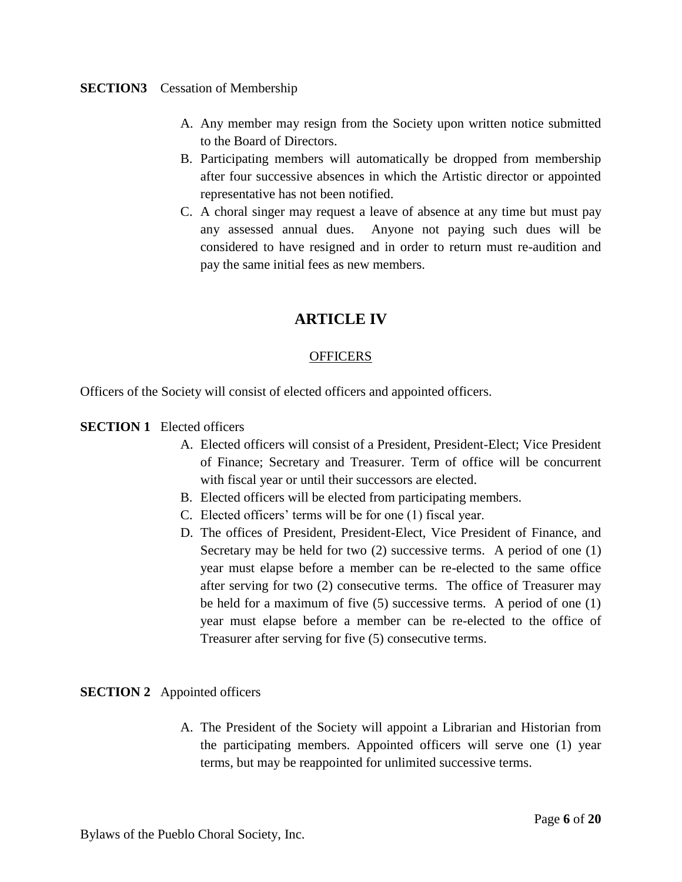**SECTION3** Cessation of Membership

A. Any member may resign from the Society upon written notice submitted to the Board of Directors.
B. Participating members will automatically be dropped from membership after four successive absences in which the Artistic director or appointed representative has not been notified.
C. A choral singer may request a leave of absence at any time but must pay any assessed annual dues. Anyone not paying such dues will be considered to have resigned and in order to return must re-audition and pay the same initial fees as new members.

## ARTICLE IV

OFFICERS

Officers of the Society will consist of elected officers and appointed officers.

**SECTION 1** Elected officers

A. Elected officers will consist of a President, President-Elect; Vice President of Finance; Secretary and Treasurer. Term of office will be concurrent with fiscal year or until their successors are elected.
B. Elected officers will be elected from participating members.
C. Elected officers' terms will be for one (1) fiscal year.
D. The offices of President, President-Elect, Vice President of Finance, and Secretary may be held for two (2) successive terms. A period of one (1) year must elapse before a member can be re-elected to the same office after serving for two (2) consecutive terms. The office of Treasurer may be held for a maximum of five (5) successive terms. A period of one (1) year must elapse before a member can be re-elected to the office of Treasurer after serving for five (5) consecutive terms.

**SECTION 2** Appointed officers

A. The President of the Society will appoint a Librarian and Historian from the participating members. Appointed officers will serve one (1) year terms, but may be reappointed for unlimited successive terms.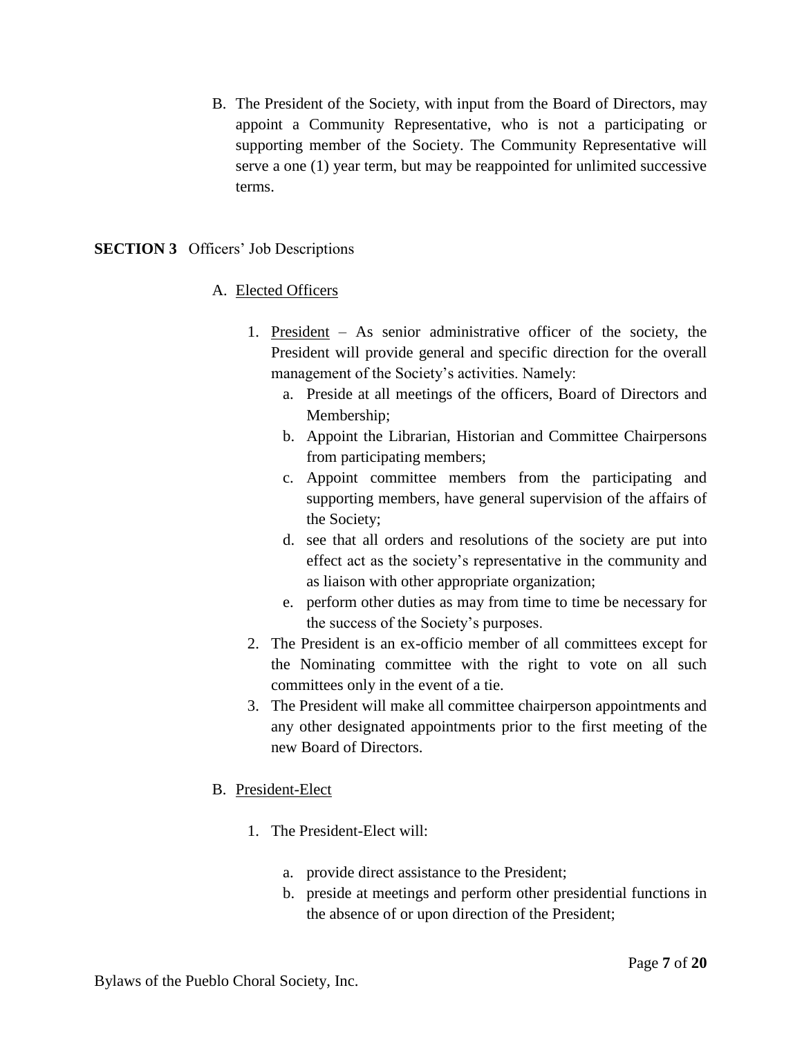B. The President of the Society, with input from the Board of Directors, may appoint a Community Representative, who is not a participating or supporting member of the Society. The Community Representative will serve a one (1) year term, but may be reappointed for unlimited successive terms.

**SECTION 3** Officers' Job Descriptions

A. <u>Elected Officers</u>

1. <u>President</u> – As senior administrative officer of the society, the President will provide general and specific direction for the overall management of the Society's activities. Namely:
   a. Preside at all meetings of the officers, Board of Directors and Membership;
   b. Appoint the Librarian, Historian and Committee Chairpersons from participating members;
   c. Appoint committee members from the participating and supporting members, have general supervision of the affairs of the Society;
   d. see that all orders and resolutions of the society are put into effect act as the society's representative in the community and as liaison with other appropriate organization;
   e. perform other duties as may from time to time be necessary for the success of the Society's purposes.
2. The President is an ex-officio member of all committees except for the Nominating committee with the right to vote on all such committees only in the event of a tie.
3. The President will make all committee chairperson appointments and any other designated appointments prior to the first meeting of the new Board of Directors.

B. <u>President-Elect</u>

1. The President-Elect will:

   a. provide direct assistance to the President;
   b. preside at meetings and perform other presidential functions in the absence of or upon direction of the President;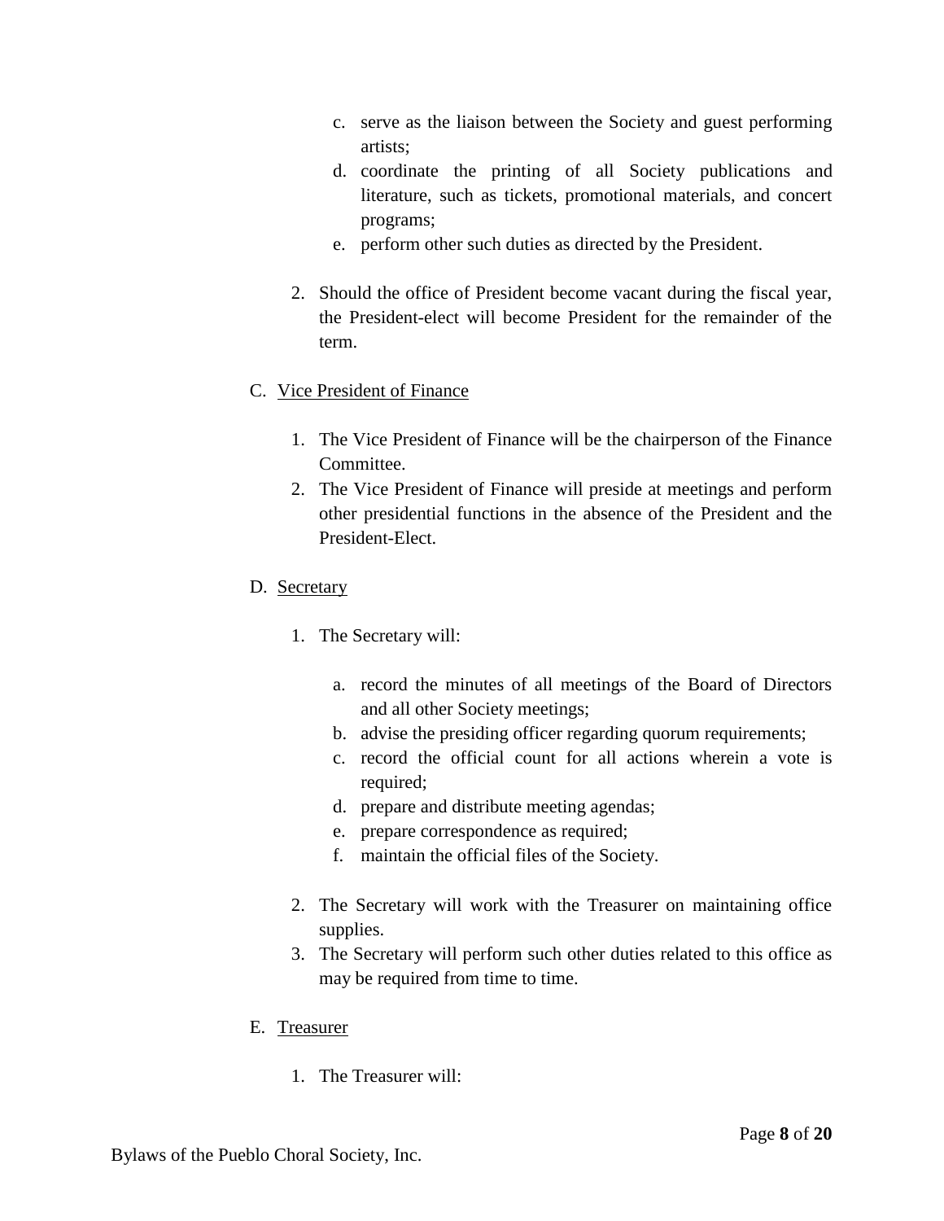c. serve as the liaison between the Society and guest performing artists;
   d. coordinate the printing of all Society publications and literature, such as tickets, promotional materials, and concert programs;
   e. perform other such duties as directed by the President.

2. Should the office of President become vacant during the fiscal year, the President-elect will become President for the remainder of the term.

C. <u>Vice President of Finance</u>

1. The Vice President of Finance will be the chairperson of the Finance Committee.
2. The Vice President of Finance will preside at meetings and perform other presidential functions in the absence of the President and the President-Elect.

D. <u>Secretary</u>

1. The Secretary will:

   a. record the minutes of all meetings of the Board of Directors and all other Society meetings;
   b. advise the presiding officer regarding quorum requirements;
   c. record the official count for all actions wherein a vote is required;
   d. prepare and distribute meeting agendas;
   e. prepare correspondence as required;
   f. maintain the official files of the Society.

2. The Secretary will work with the Treasurer on maintaining office supplies.
3. The Secretary will perform such other duties related to this office as may be required from time to time.

E. <u>Treasurer</u>

1. The Treasurer will: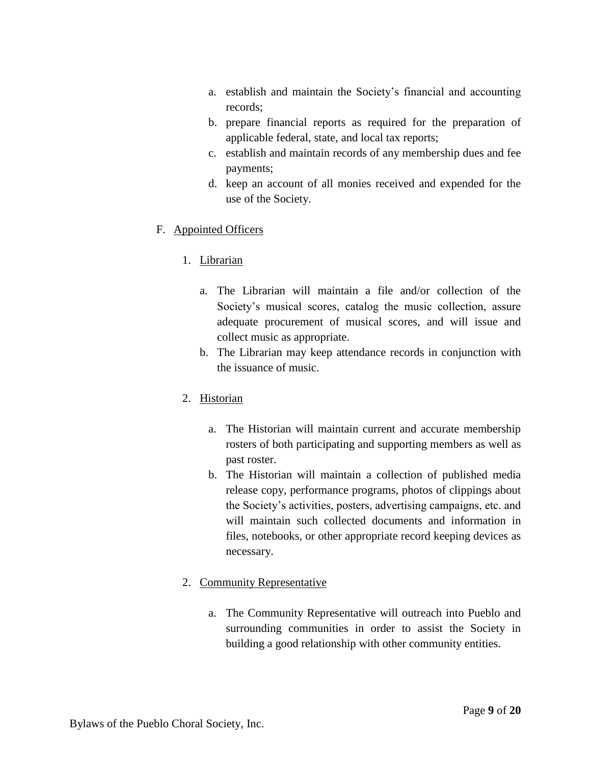a. establish and maintain the Society's financial and accounting records;
b. prepare financial reports as required for the preparation of applicable federal, state, and local tax reports;
c. establish and maintain records of any membership dues and fee payments;
d. keep an account of all monies received and expended for the use of the Society.

F. Appointed Officers

1. Librarian

a. The Librarian will maintain a file and/or collection of the Society's musical scores, catalog the music collection, assure adequate procurement of musical scores, and will issue and collect music as appropriate.
b. The Librarian may keep attendance records in conjunction with the issuance of music.

2. Historian

a. The Historian will maintain current and accurate membership rosters of both participating and supporting members as well as past roster.
b. The Historian will maintain a collection of published media release copy, performance programs, photos of clippings about the Society's activities, posters, advertising campaigns, etc. and will maintain such collected documents and information in files, notebooks, or other appropriate record keeping devices as necessary.

2. Community Representative

a. The Community Representative will outreach into Pueblo and surrounding communities in order to assist the Society in building a good relationship with other community entities.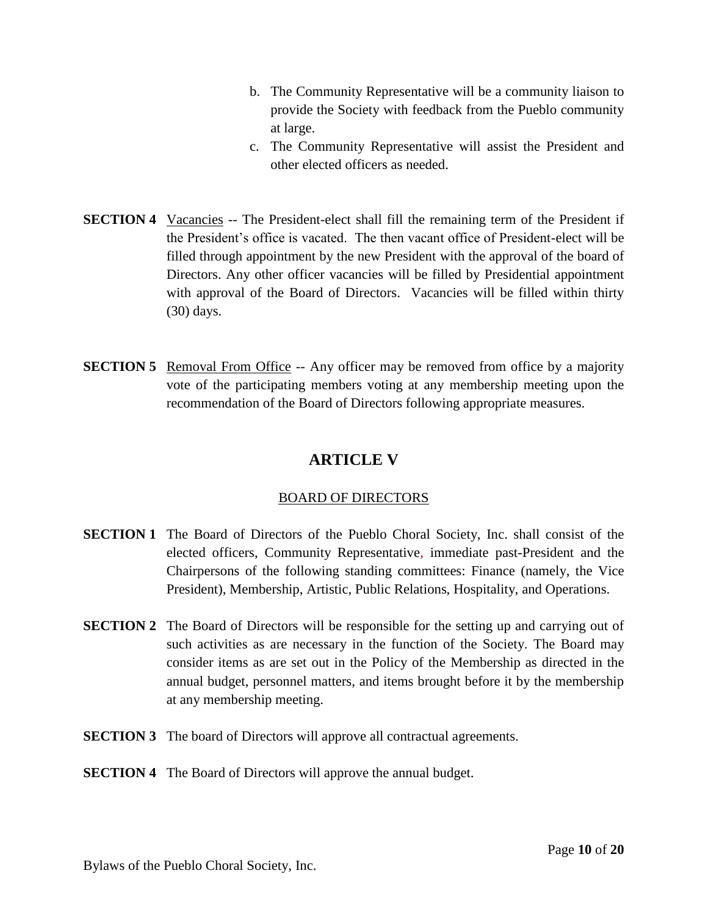b. The Community Representative will be a community liaison to provide the Society with feedback from the Pueblo community at large.
c. The Community Representative will assist the President and other elected officers as needed.

**SECTION 4** Vacancies -- The President-elect shall fill the remaining term of the President if the President's office is vacated. The then vacant office of President-elect will be filled through appointment by the new President with the approval of the board of Directors. Any other officer vacancies will be filled by Presidential appointment with approval of the Board of Directors. Vacancies will be filled within thirty (30) days.

**SECTION 5** Removal From Office -- Any officer may be removed from office by a majority vote of the participating members voting at any membership meeting upon the recommendation of the Board of Directors following appropriate measures.

## ARTICLE V

### BOARD OF DIRECTORS

**SECTION 1** The Board of Directors of the Pueblo Choral Society, Inc. shall consist of the elected officers, Community Representative, immediate past-President and the Chairpersons of the following standing committees: Finance (namely, the Vice President), Membership, Artistic, Public Relations, Hospitality, and Operations.

**SECTION 2** The Board of Directors will be responsible for the setting up and carrying out of such activities as are necessary in the function of the Society. The Board may consider items as are set out in the Policy of the Membership as directed in the annual budget, personnel matters, and items brought before it by the membership at any membership meeting.

**SECTION 3** The board of Directors will approve all contractual agreements.

**SECTION 4** The Board of Directors will approve the annual budget.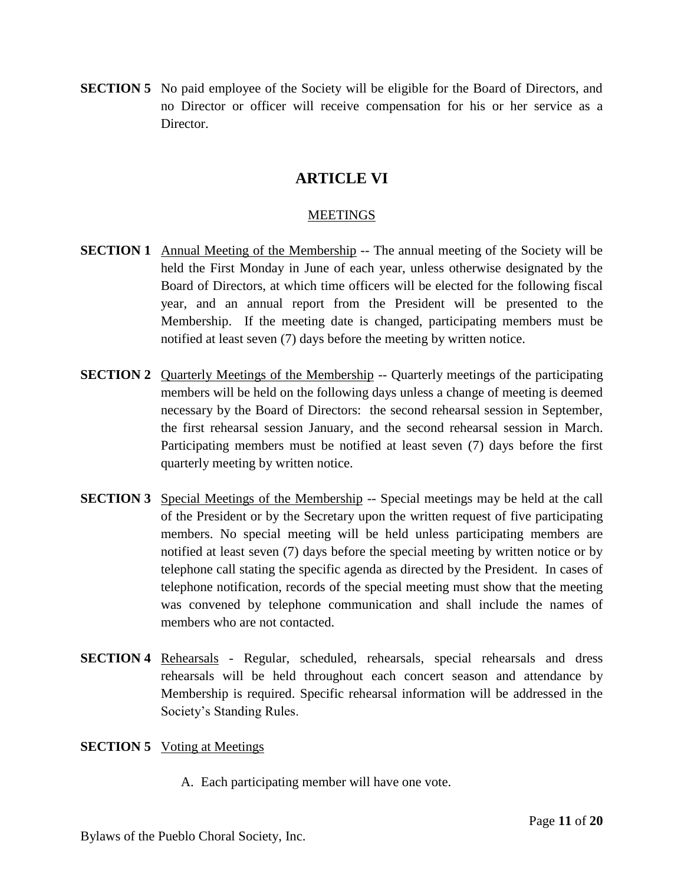**SECTION 5** No paid employee of the Society will be eligible for the Board of Directors, and no Director or officer will receive compensation for his or her service as a Director.

## ARTICLE VI

### MEETINGS

**SECTION 1** Annual Meeting of the Membership -- The annual meeting of the Society will be held the First Monday in June of each year, unless otherwise designated by the Board of Directors, at which time officers will be elected for the following fiscal year, and an annual report from the President will be presented to the Membership. If the meeting date is changed, participating members must be notified at least seven (7) days before the meeting by written notice.

**SECTION 2** Quarterly Meetings of the Membership -- Quarterly meetings of the participating members will be held on the following days unless a change of meeting is deemed necessary by the Board of Directors: the second rehearsal session in September, the first rehearsal session January, and the second rehearsal session in March. Participating members must be notified at least seven (7) days before the first quarterly meeting by written notice.

**SECTION 3** Special Meetings of the Membership -- Special meetings may be held at the call of the President or by the Secretary upon the written request of five participating members. No special meeting will be held unless participating members are notified at least seven (7) days before the special meeting by written notice or by telephone call stating the specific agenda as directed by the President. In cases of telephone notification, records of the special meeting must show that the meeting was convened by telephone communication and shall include the names of members who are not contacted.

**SECTION 4** Rehearsals - Regular, scheduled, rehearsals, special rehearsals and dress rehearsals will be held throughout each concert season and attendance by Membership is required. Specific rehearsal information will be addressed in the Society's Standing Rules.

**SECTION 5** Voting at Meetings

A. Each participating member will have one vote.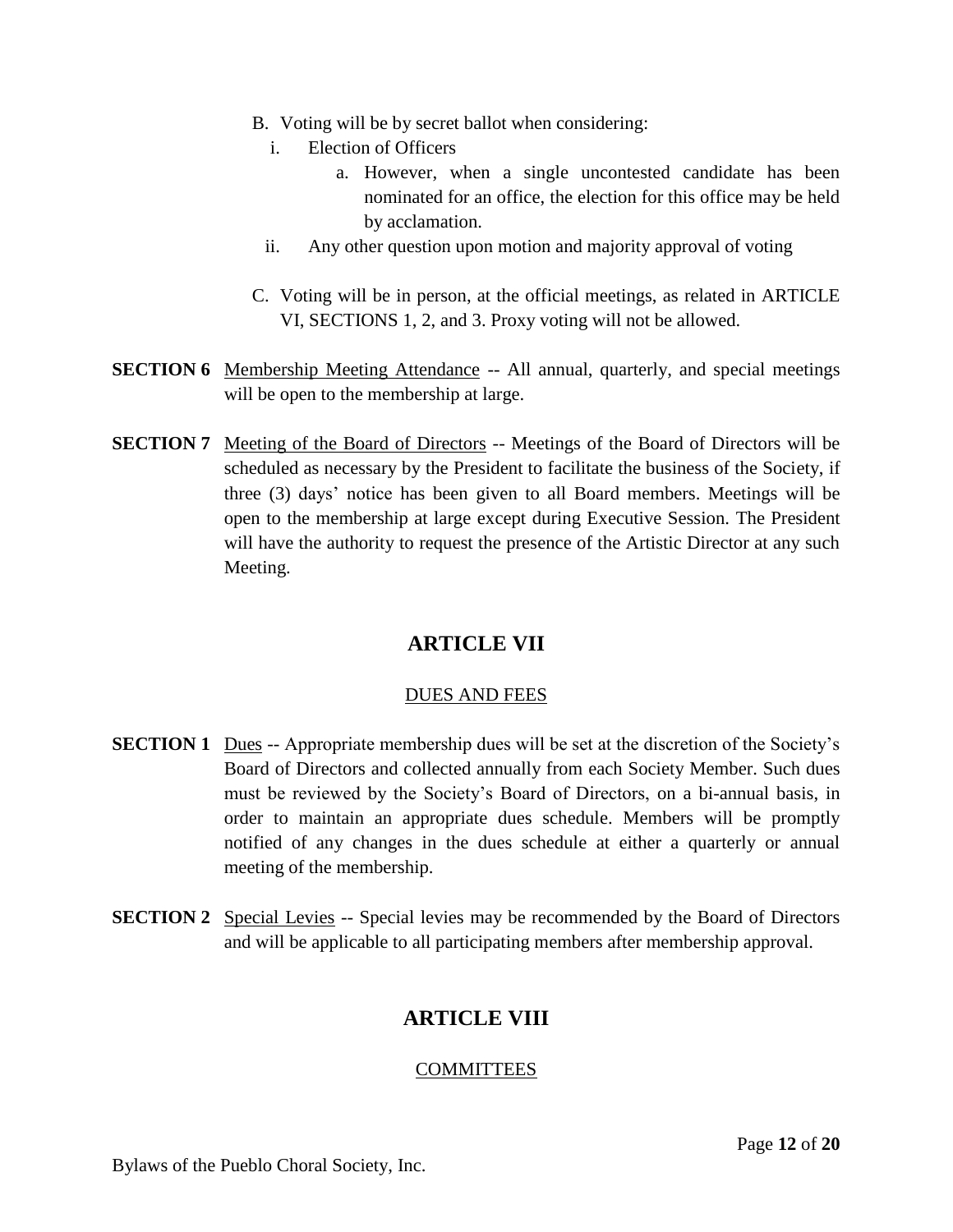B. Voting will be by secret ballot when considering:
   i. Election of Officers
      a. However, when a single uncontested candidate has been nominated for an office, the election for this office may be held by acclamation.
   ii. Any other question upon motion and majority approval of voting

C. Voting will be in person, at the official meetings, as related in ARTICLE VI, SECTIONS 1, 2, and 3. Proxy voting will not be allowed.

**SECTION 6** Membership Meeting Attendance -- All annual, quarterly, and special meetings will be open to the membership at large.

**SECTION 7** Meeting of the Board of Directors -- Meetings of the Board of Directors will be scheduled as necessary by the President to facilitate the business of the Society, if three (3) days' notice has been given to all Board members. Meetings will be open to the membership at large except during Executive Session. The President will have the authority to request the presence of the Artistic Director at any such Meeting.

# ARTICLE VII

## DUES AND FEES

**SECTION 1** Dues -- Appropriate membership dues will be set at the discretion of the Society's Board of Directors and collected annually from each Society Member. Such dues must be reviewed by the Society's Board of Directors, on a bi-annual basis, in order to maintain an appropriate dues schedule. Members will be promptly notified of any changes in the dues schedule at either a quarterly or annual meeting of the membership.

**SECTION 2** Special Levies -- Special levies may be recommended by the Board of Directors and will be applicable to all participating members after membership approval.

# ARTICLE VIII

## COMMITTEES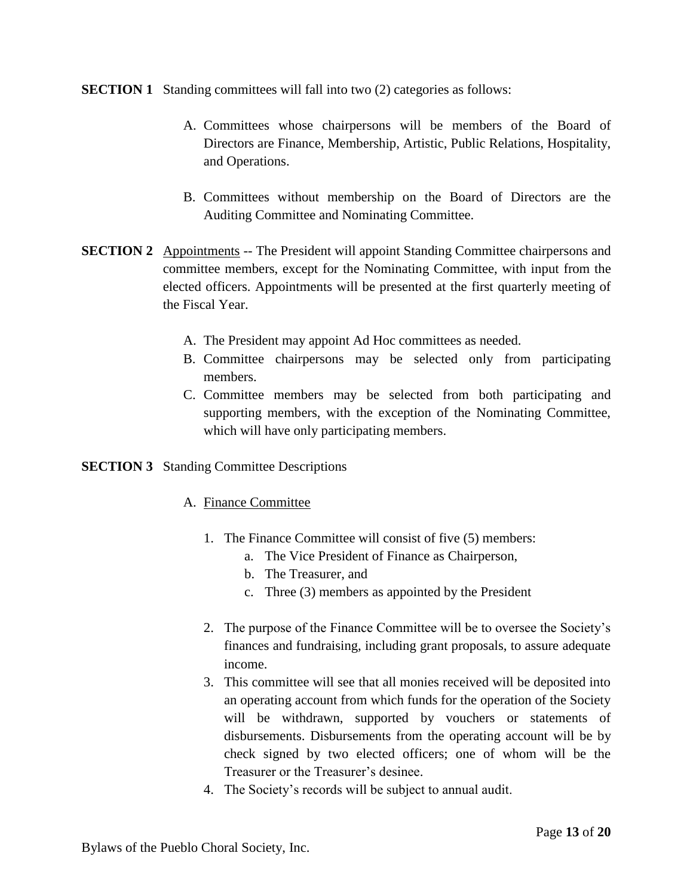**SECTION 1** Standing committees will fall into two (2) categories as follows:

A. Committees whose chairpersons will be members of the Board of Directors are Finance, Membership, Artistic, Public Relations, Hospitality, and Operations.

B. Committees without membership on the Board of Directors are the Auditing Committee and Nominating Committee.

**SECTION 2** Appointments -- The President will appoint Standing Committee chairpersons and committee members, except for the Nominating Committee, with input from the elected officers. Appointments will be presented at the first quarterly meeting of the Fiscal Year.

A. The President may appoint Ad Hoc committees as needed.
B. Committee chairpersons may be selected only from participating members.
C. Committee members may be selected from both participating and supporting members, with the exception of the Nominating Committee, which will have only participating members.

**SECTION 3** Standing Committee Descriptions

A. Finance Committee

1. The Finance Committee will consist of five (5) members:
   a. The Vice President of Finance as Chairperson,
   b. The Treasurer, and
   c. Three (3) members as appointed by the President

2. The purpose of the Finance Committee will be to oversee the Society's finances and fundraising, including grant proposals, to assure adequate income.
3. This committee will see that all monies received will be deposited into an operating account from which funds for the operation of the Society will be withdrawn, supported by vouchers or statements of disbursements. Disbursements from the operating account will be by check signed by two elected officers; one of whom will be the Treasurer or the Treasurer's desinee.
4. The Society's records will be subject to annual audit.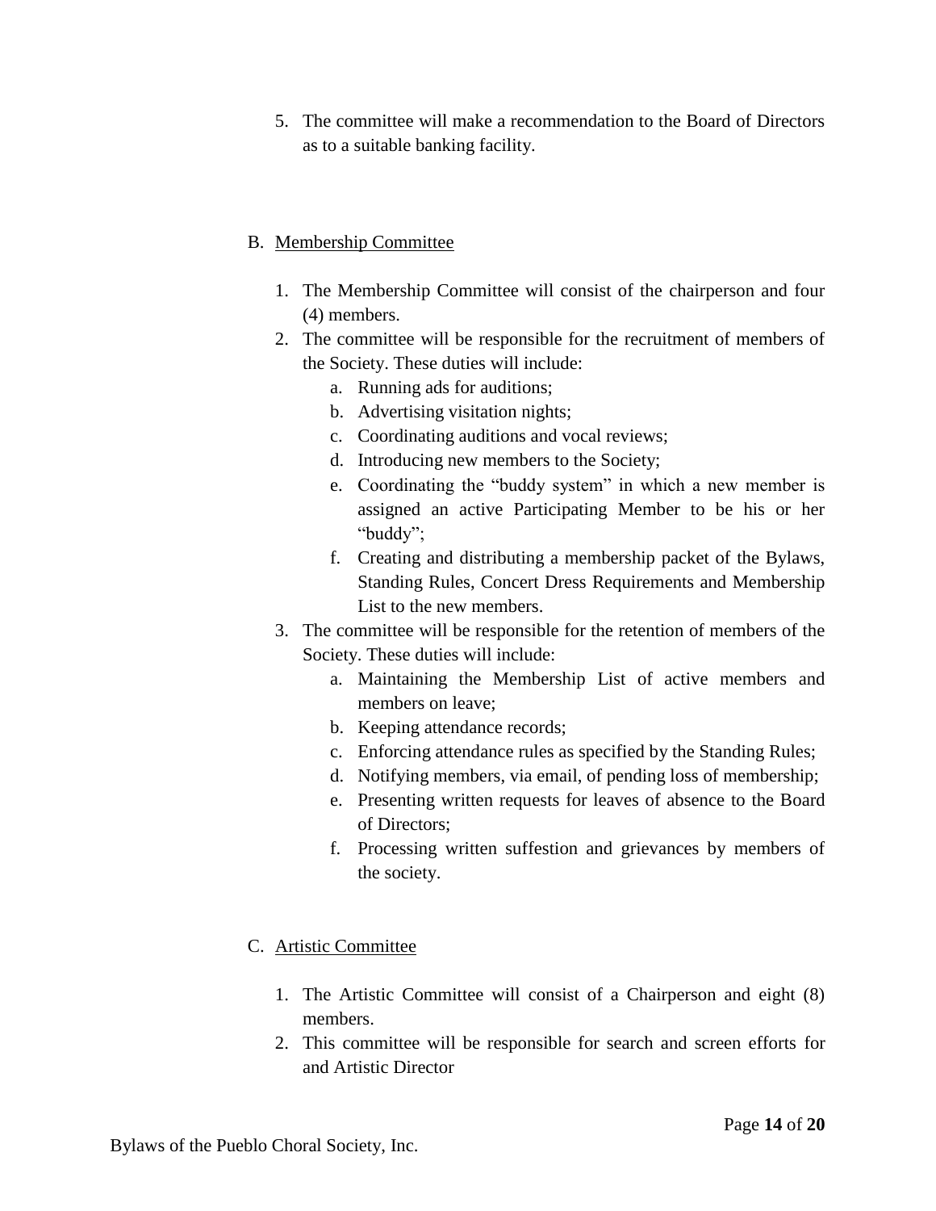5. The committee will make a recommendation to the Board of Directors as to a suitable banking facility.

B. Membership Committee

1. The Membership Committee will consist of the chairperson and four (4) members.
2. The committee will be responsible for the recruitment of members of the Society. These duties will include:
    a. Running ads for auditions;
    b. Advertising visitation nights;
    c. Coordinating auditions and vocal reviews;
    d. Introducing new members to the Society;
    e. Coordinating the "buddy system" in which a new member is assigned an active Participating Member to be his or her "buddy";
    f. Creating and distributing a membership packet of the Bylaws, Standing Rules, Concert Dress Requirements and Membership List to the new members.
3. The committee will be responsible for the retention of members of the Society. These duties will include:
    a. Maintaining the Membership List of active members and members on leave;
    b. Keeping attendance records;
    c. Enforcing attendance rules as specified by the Standing Rules;
    d. Notifying members, via email, of pending loss of membership;
    e. Presenting written requests for leaves of absence to the Board of Directors;
    f. Processing written suffestion and grievances by members of the society.

C. Artistic Committee

1. The Artistic Committee will consist of a Chairperson and eight (8) members.
2. This committee will be responsible for search and screen efforts for and Artistic Director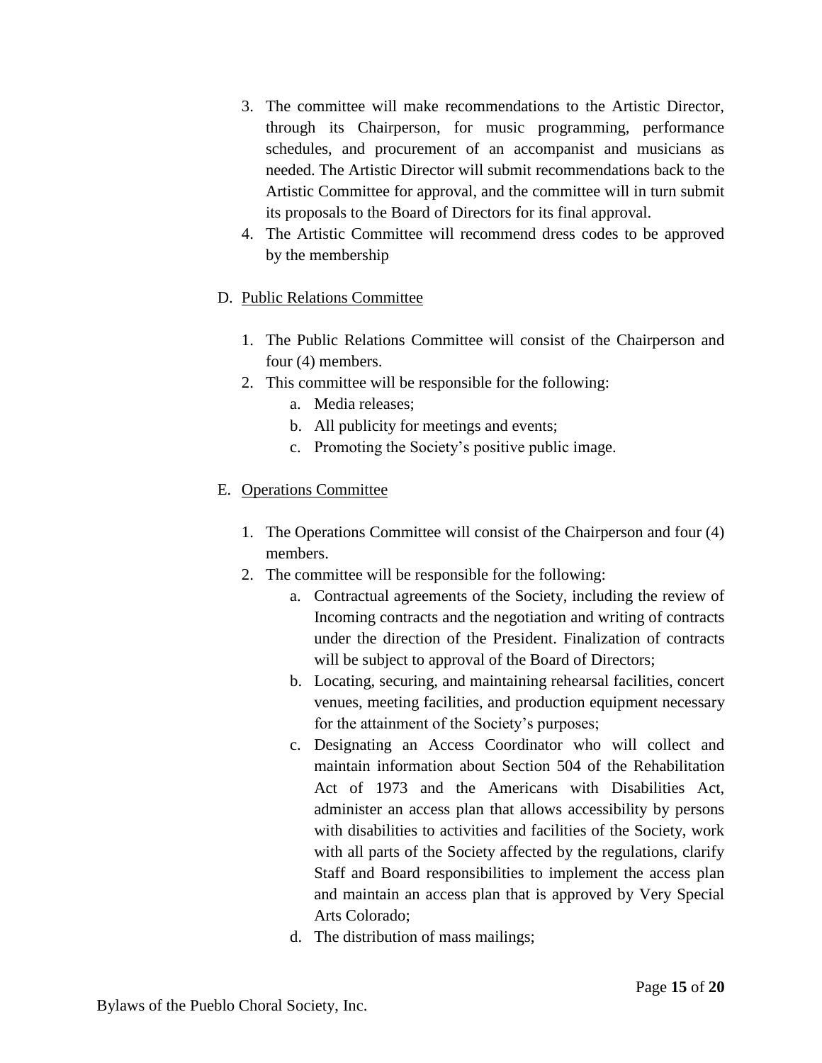3. The committee will make recommendations to the Artistic Director, through its Chairperson, for music programming, performance schedules, and procurement of an accompanist and musicians as needed. The Artistic Director will submit recommendations back to the Artistic Committee for approval, and the committee will in turn submit its proposals to the Board of Directors for its final approval.
4. The Artistic Committee will recommend dress codes to be approved by the membership

D. <u>Public Relations Committee</u>

1. The Public Relations Committee will consist of the Chairperson and four (4) members.
2. This committee will be responsible for the following:
    a. Media releases;
    b. All publicity for meetings and events;
    c. Promoting the Society's positive public image.

E. <u>Operations Committee</u>

1. The Operations Committee will consist of the Chairperson and four (4) members.
2. The committee will be responsible for the following:
    a. Contractual agreements of the Society, including the review of Incoming contracts and the negotiation and writing of contracts under the direction of the President. Finalization of contracts will be subject to approval of the Board of Directors;
    b. Locating, securing, and maintaining rehearsal facilities, concert venues, meeting facilities, and production equipment necessary for the attainment of the Society's purposes;
    c. Designating an Access Coordinator who will collect and maintain information about Section 504 of the Rehabilitation Act of 1973 and the Americans with Disabilities Act, administer an access plan that allows accessibility by persons with disabilities to activities and facilities of the Society, work with all parts of the Society affected by the regulations, clarify Staff and Board responsibilities to implement the access plan and maintain an access plan that is approved by Very Special Arts Colorado;
    d. The distribution of mass mailings;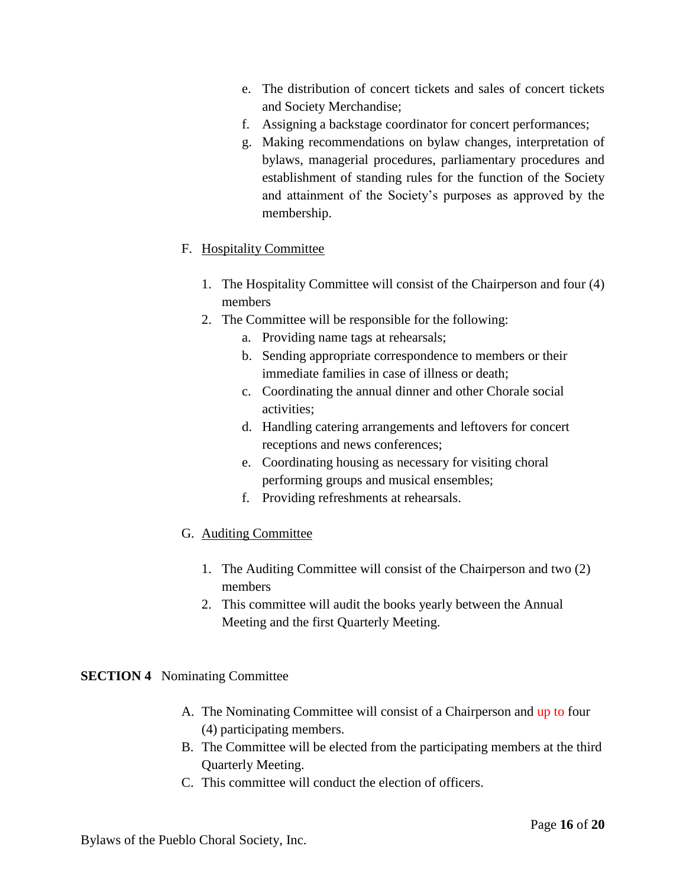e. The distribution of concert tickets and sales of concert tickets and Society Merchandise;
f. Assigning a backstage coordinator for concert performances;
g. Making recommendations on bylaw changes, interpretation of bylaws, managerial procedures, parliamentary procedures and establishment of standing rules for the function of the Society and attainment of the Society's purposes as approved by the membership.

F. Hospitality Committee

1. The Hospitality Committee will consist of the Chairperson and four (4) members
2. The Committee will be responsible for the following:
    a. Providing name tags at rehearsals;
    b. Sending appropriate correspondence to members or their immediate families in case of illness or death;
    c. Coordinating the annual dinner and other Chorale social activities;
    d. Handling catering arrangements and leftovers for concert receptions and news conferences;
    e. Coordinating housing as necessary for visiting choral performing groups and musical ensembles;
    f. Providing refreshments at rehearsals.

G. Auditing Committee

1. The Auditing Committee will consist of the Chairperson and two (2) members
2. This committee will audit the books yearly between the Annual Meeting and the first Quarterly Meeting.

**SECTION 4** Nominating Committee

A. The Nominating Committee will consist of a Chairperson and up to four (4) participating members.
B. The Committee will be elected from the participating members at the third Quarterly Meeting.
C. This committee will conduct the election of officers.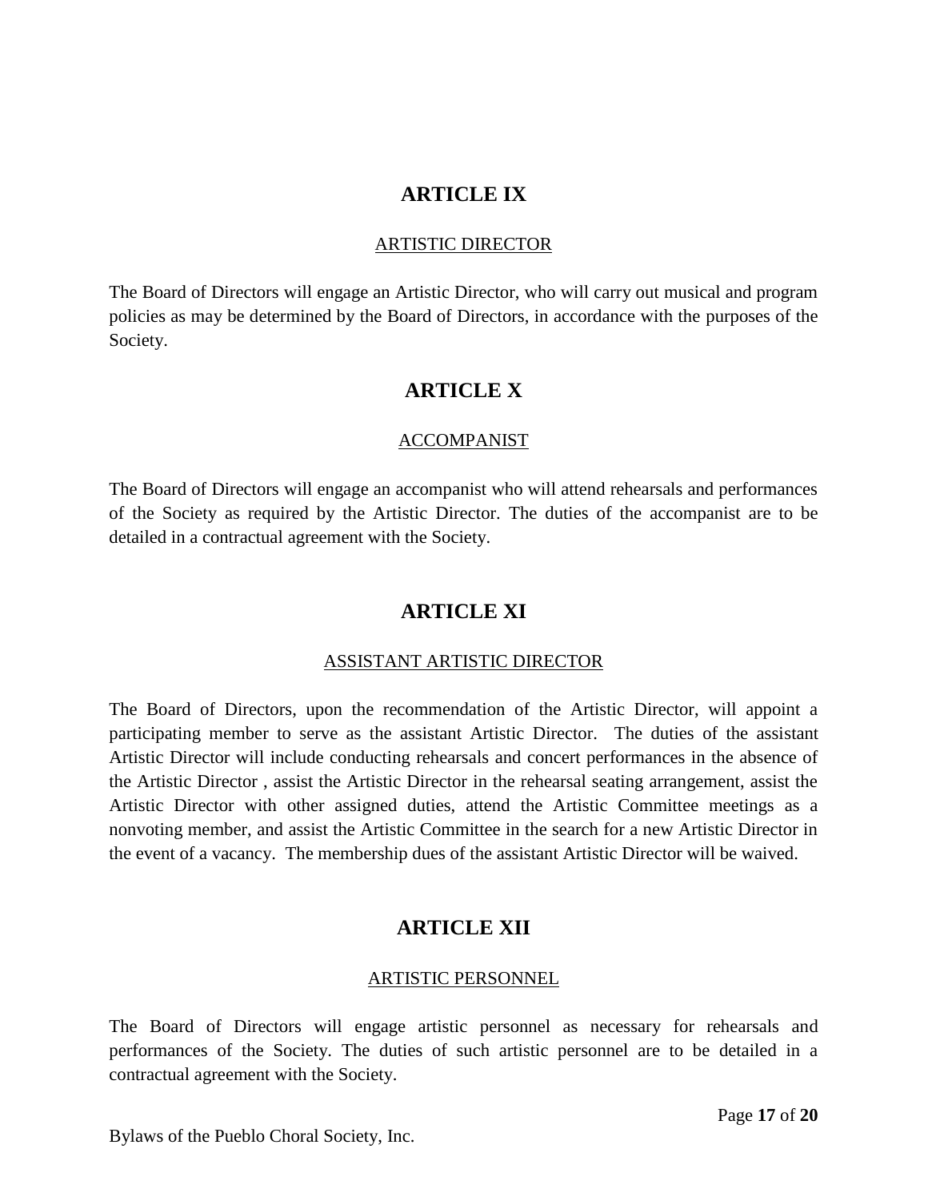# ARTICLE IX

## ARTISTIC DIRECTOR

The Board of Directors will engage an Artistic Director, who will carry out musical and program policies as may be determined by the Board of Directors, in accordance with the purposes of the Society.

# ARTICLE X

## ACCOMPANIST

The Board of Directors will engage an accompanist who will attend rehearsals and performances of the Society as required by the Artistic Director. The duties of the accompanist are to be detailed in a contractual agreement with the Society.

# ARTICLE XI

## ASSISTANT ARTISTIC DIRECTOR

The Board of Directors, upon the recommendation of the Artistic Director, will appoint a participating member to serve as the assistant Artistic Director. The duties of the assistant Artistic Director will include conducting rehearsals and concert performances in the absence of the Artistic Director , assist the Artistic Director in the rehearsal seating arrangement, assist the Artistic Director with other assigned duties, attend the Artistic Committee meetings as a nonvoting member, and assist the Artistic Committee in the search for a new Artistic Director in the event of a vacancy. The membership dues of the assistant Artistic Director will be waived.

# ARTICLE XII

## ARTISTIC PERSONNEL

The Board of Directors will engage artistic personnel as necessary for rehearsals and performances of the Society. The duties of such artistic personnel are to be detailed in a contractual agreement with the Society.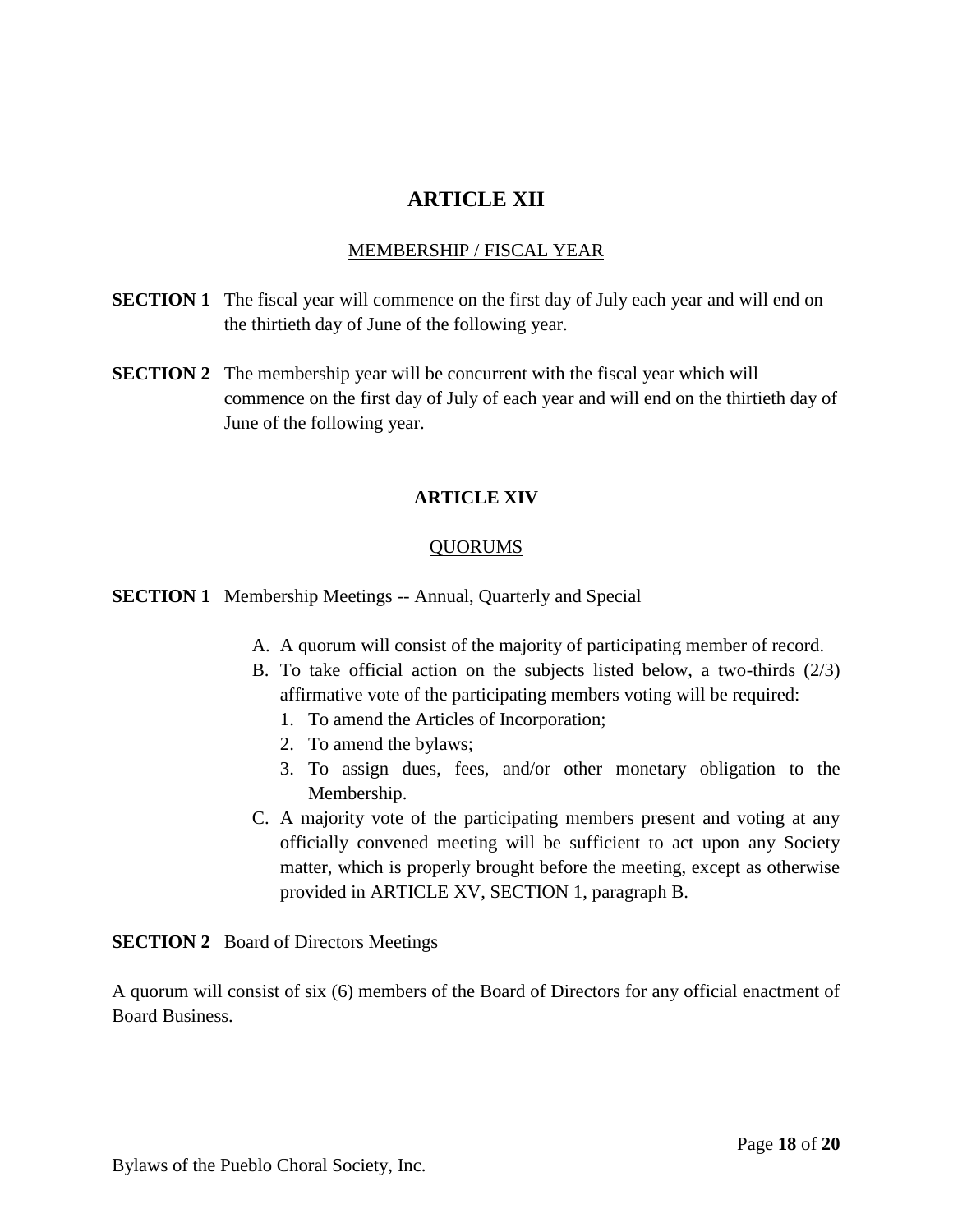# ARTICLE XII

<u>MEMBERSHIP / FISCAL YEAR</u>

**SECTION 1** The fiscal year will commence on the first day of July each year and will end on the thirtieth day of June of the following year.

**SECTION 2** The membership year will be concurrent with the fiscal year which will commence on the first day of July of each year and will end on the thirtieth day of June of the following year.

## ARTICLE XIV

<u>QUORUMS</u>

**SECTION 1** Membership Meetings -- Annual, Quarterly and Special

A. A quorum will consist of the majority of participating member of record.
B. To take official action on the subjects listed below, a two-thirds (2/3) affirmative vote of the participating members voting will be required:
   1. To amend the Articles of Incorporation;
   2. To amend the bylaws;
   3. To assign dues, fees, and/or other monetary obligation to the Membership.
C. A majority vote of the participating members present and voting at any officially convened meeting will be sufficient to act upon any Society matter, which is properly brought before the meeting, except as otherwise provided in ARTICLE XV, SECTION 1, paragraph B.

**SECTION 2** Board of Directors Meetings

A quorum will consist of six (6) members of the Board of Directors for any official enactment of Board Business.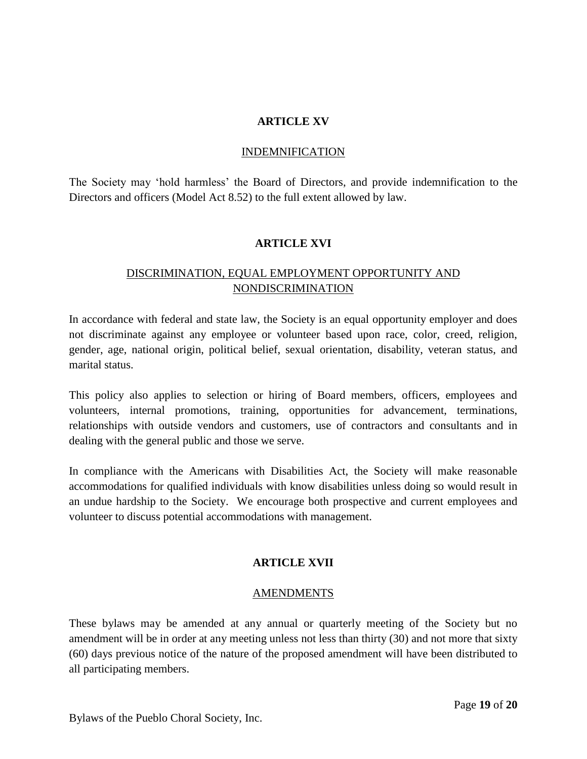## ARTICLE XV

### INDEMNIFICATION

The Society may 'hold harmless' the Board of Directors, and provide indemnification to the Directors and officers (Model Act 8.52) to the full extent allowed by law.

## ARTICLE XVI

### DISCRIMINATION, EQUAL EMPLOYMENT OPPORTUNITY AND NONDISCRIMINATION

In accordance with federal and state law, the Society is an equal opportunity employer and does not discriminate against any employee or volunteer based upon race, color, creed, religion, gender, age, national origin, political belief, sexual orientation, disability, veteran status, and marital status.

This policy also applies to selection or hiring of Board members, officers, employees and volunteers, internal promotions, training, opportunities for advancement, terminations, relationships with outside vendors and customers, use of contractors and consultants and in dealing with the general public and those we serve.

In compliance with the Americans with Disabilities Act, the Society will make reasonable accommodations for qualified individuals with know disabilities unless doing so would result in an undue hardship to the Society. We encourage both prospective and current employees and volunteer to discuss potential accommodations with management.

## ARTICLE XVII

### AMENDMENTS

These bylaws may be amended at any annual or quarterly meeting of the Society but no amendment will be in order at any meeting unless not less than thirty (30) and not more that sixty (60) days previous notice of the nature of the proposed amendment will have been distributed to all participating members.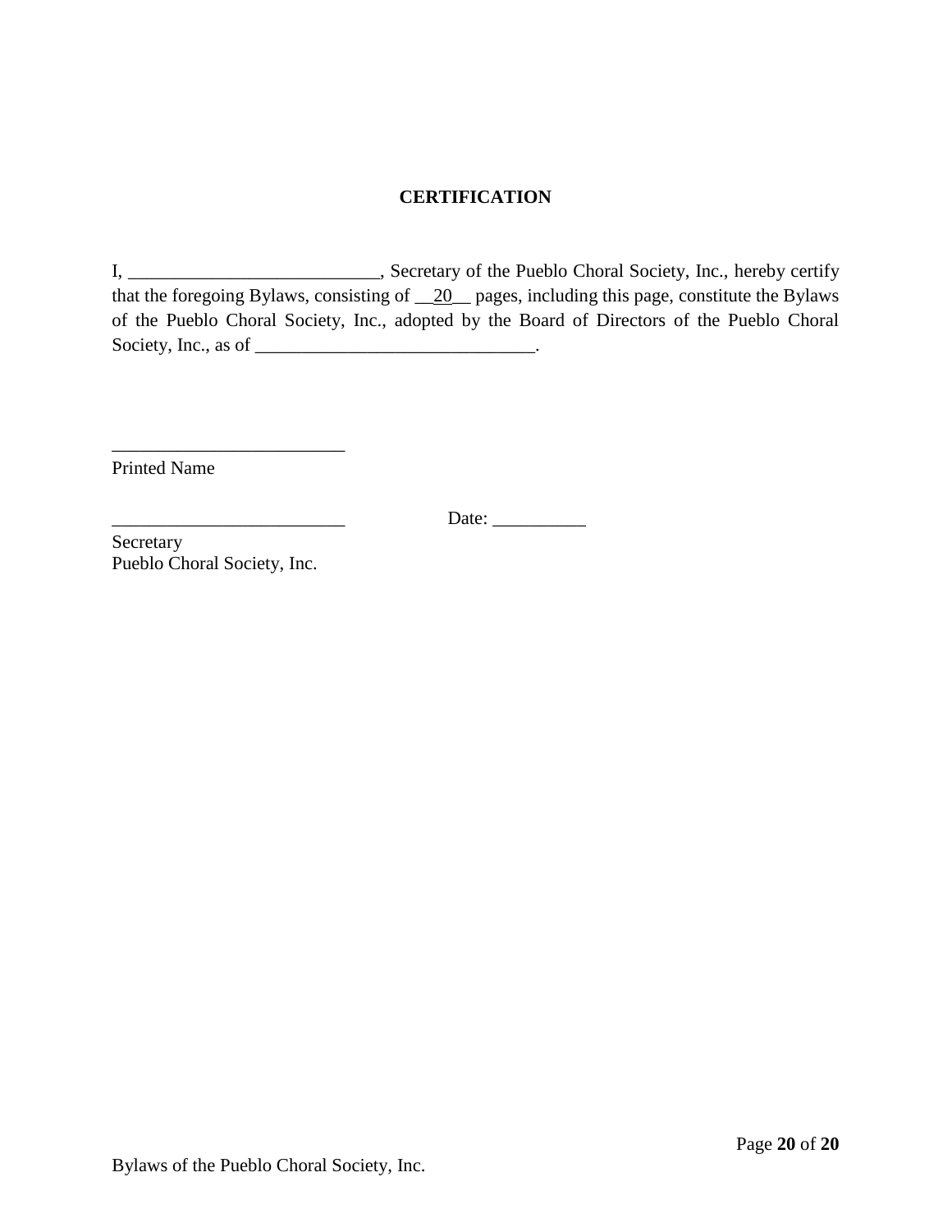## CERTIFICATION

I, ___________________________, Secretary of the Pueblo Choral Society, Inc., hereby certify that the foregoing Bylaws, consisting of __20__ pages, including this page, constitute the Bylaws of the Pueblo Choral Society, Inc., adopted by the Board of Directors of the Pueblo Choral Society, Inc., as of ______________________________.

_________________________
Printed Name

_________________________ Date: __________
Secretary
Pueblo Choral Society, Inc.